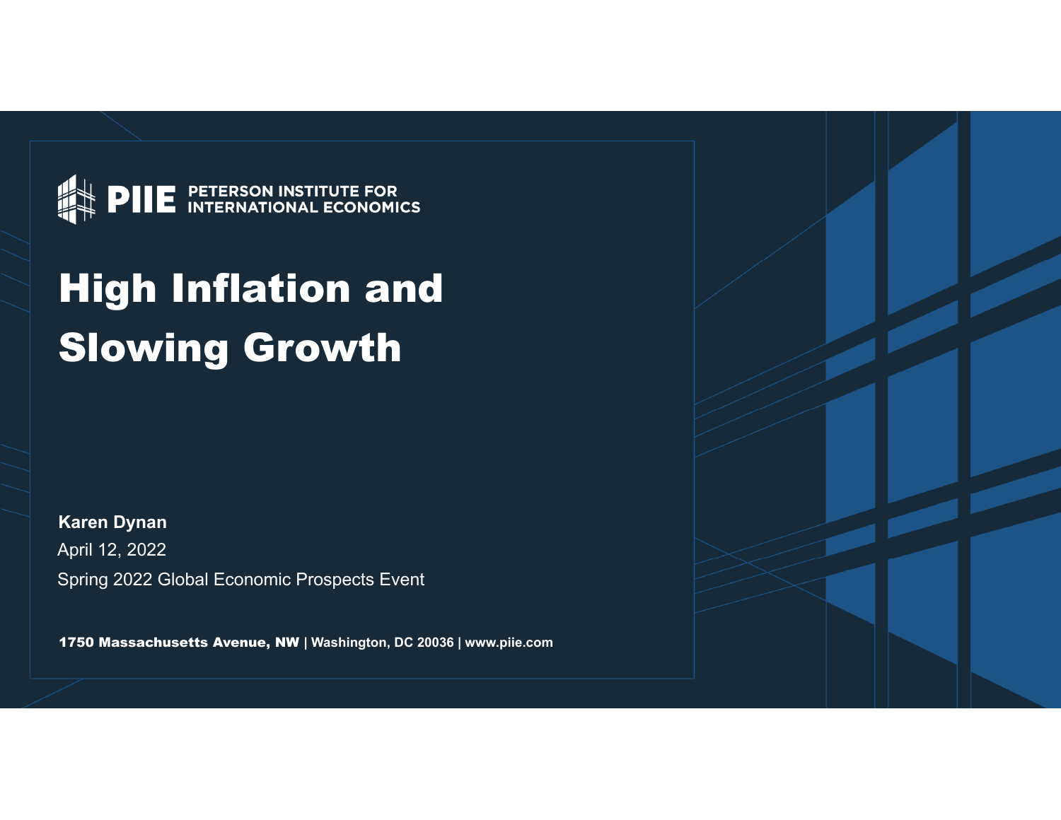PETERSON INSTITUTE FOR INTERNATIONAL ECONOMICS

# High Inflation and Slowing Growth

**Karen Dynan**

April 12, 2022

Spring 2022 Global Economic Prospects Event

**1750 Massachusetts Avenue, NW | Washington, DC 20036 | www.piie.com**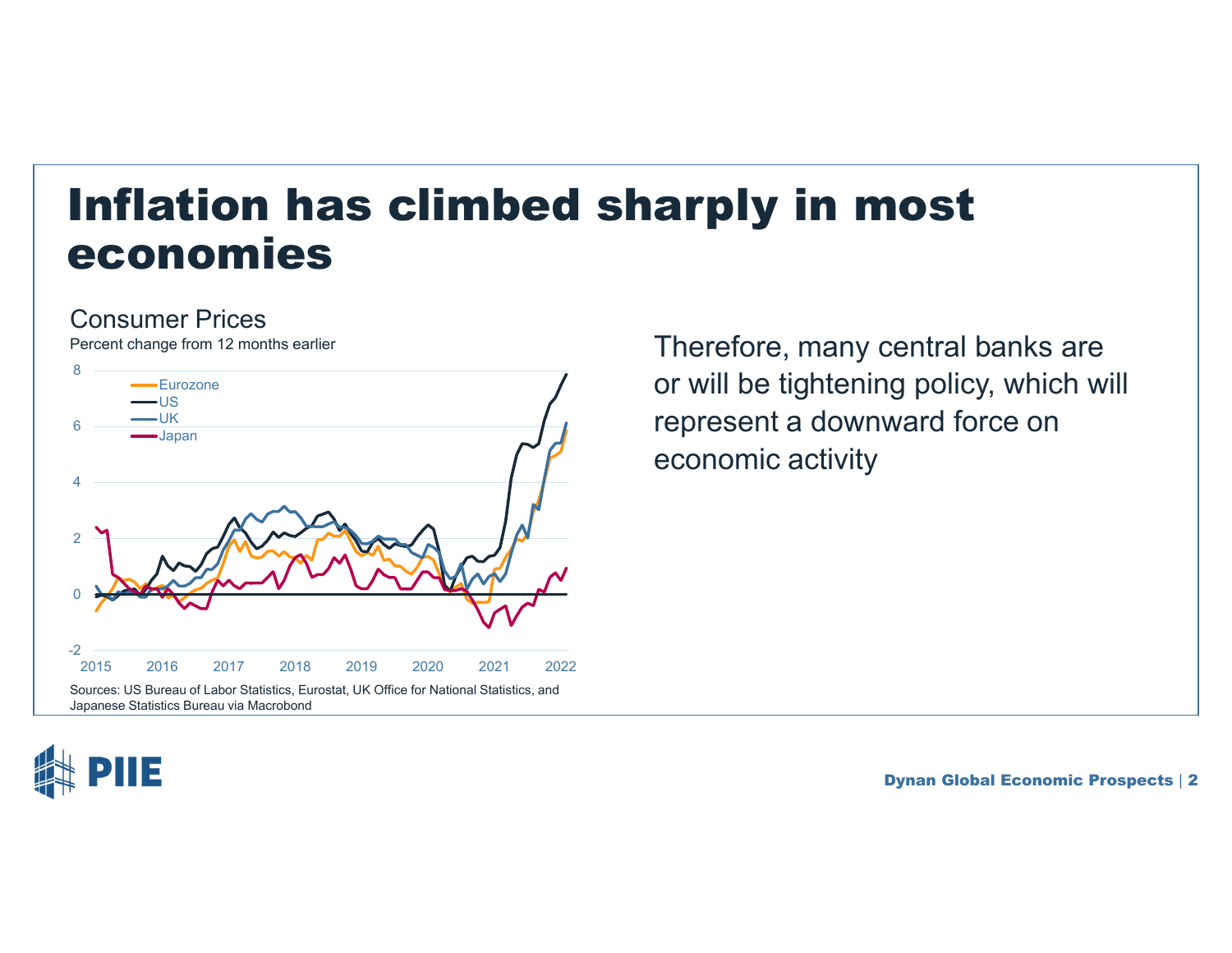# Inflation has climbed sharply in most economies

Consumer Prices

Percent change from 12 months earlier

Sources: US Bureau of Labor Statistics, Eurostat, UK Office for National Statistics, and Japanese Statistics Bureau via Macrobond

Therefore, many central banks are or will be tightening policy, which will represent a downward force on economic activity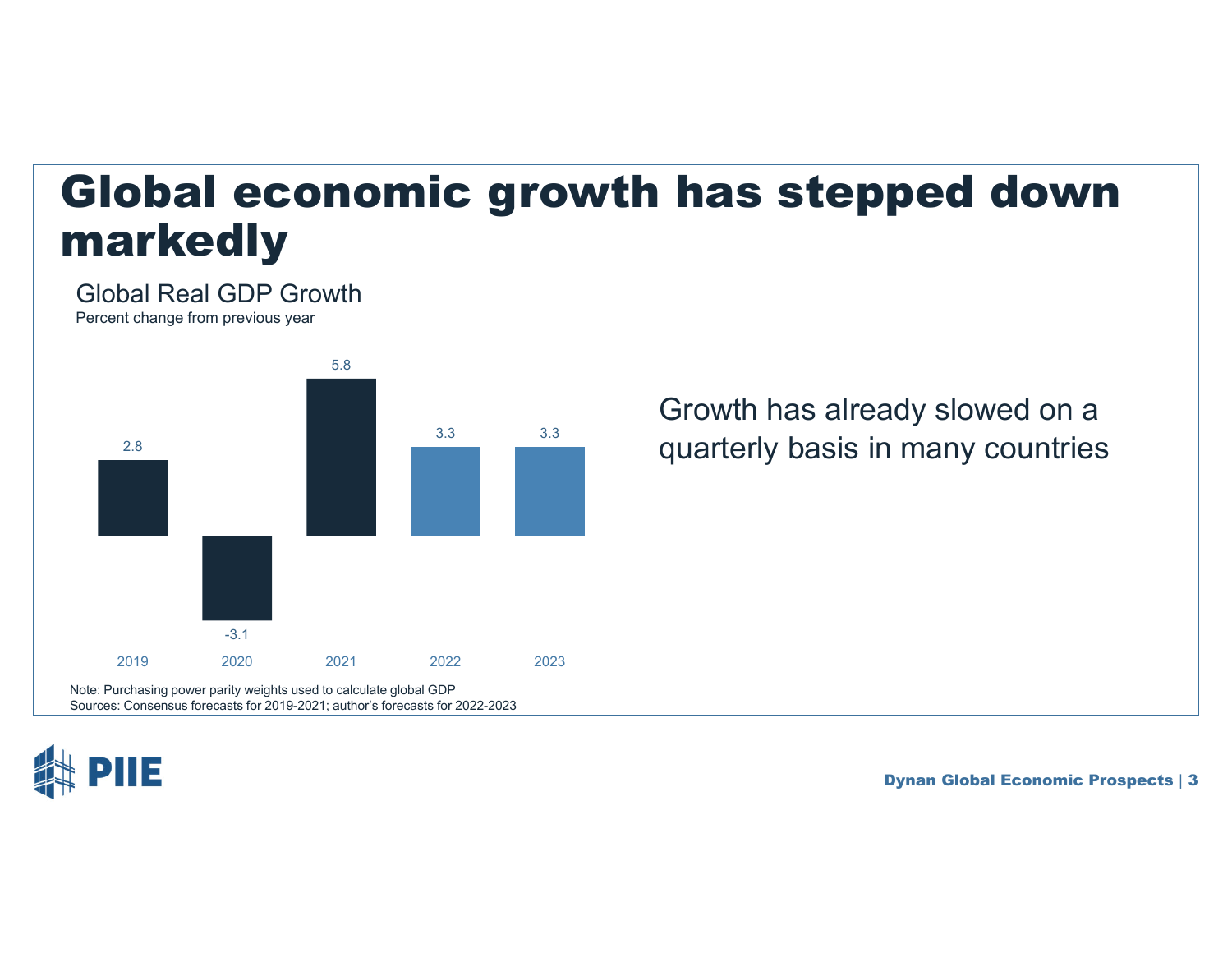# Global economic growth has stepped down markedly

## Global Real GDP Growth

Percent change from previous year

| Year | Growth |
| --- | --- |
| 2019 | 2.8 |
| 2020 | -3.1 |
| 2021 | 5.8 |
| 2022 | 3.3 |
| 2023 | 3.3 |

Note: Purchasing power parity weights used to calculate global GDP

Sources: Consensus forecasts for 2019-2021; author's forecasts for 2022-2023

Growth has already slowed on a quarterly basis in many countries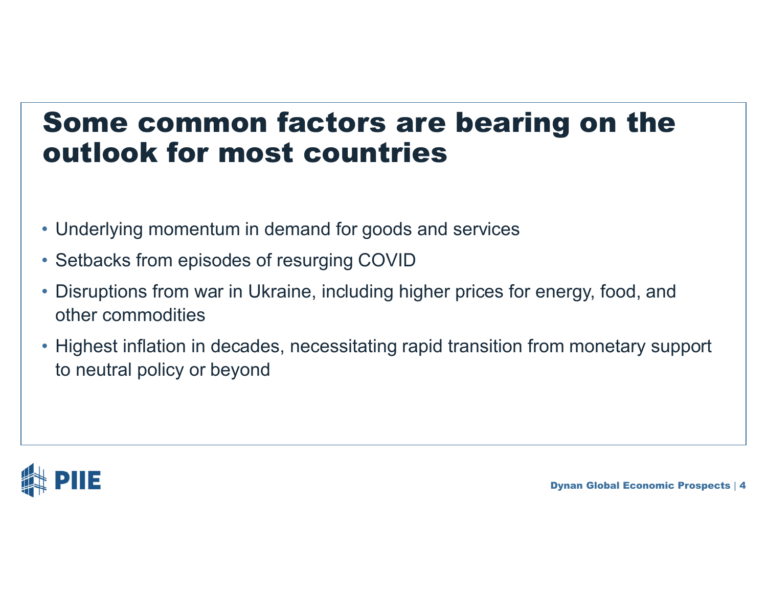# Some common factors are bearing on the outlook for most countries

- Underlying momentum in demand for goods and services
- Setbacks from episodes of resurging COVID
- Disruptions from war in Ukraine, including higher prices for energy, food, and other commodities
- Highest inflation in decades, necessitating rapid transition from monetary support to neutral policy or beyond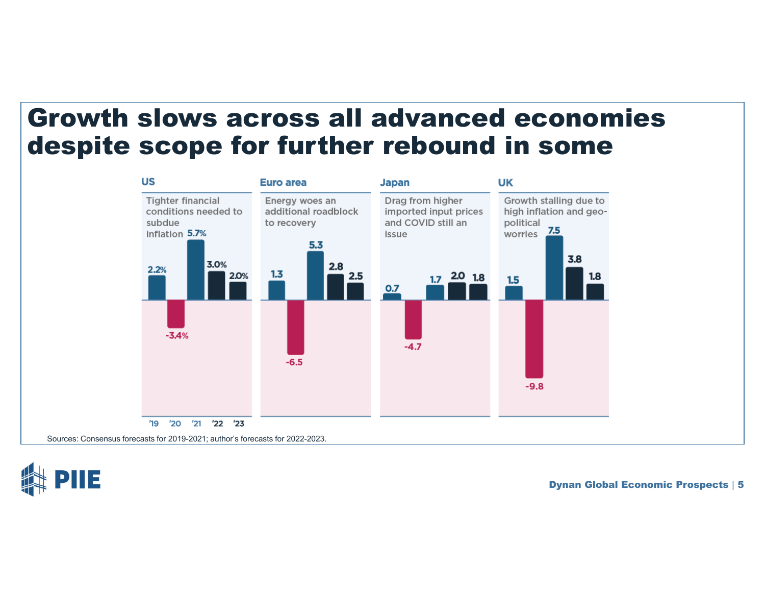# Growth slows across all advanced economies despite scope for further rebound in some

**US** — Tighter financial conditions needed to subdue inflation

**Euro area** — Energy woes an additional roadblock to recovery

**Japan** — Drag from higher imported input prices and COVID still an issue

**UK** — Growth stalling due to high inflation and geo-political worries

| | '19 | '20 | '21 | '22 | '23 |
|---|---|---|---|---|---|
| US | 2.2% | -3.4% | 5.7% | 3.0% | 2.0% |
| Euro area | 1.3 | -6.5 | 5.3 | 2.8 | 2.5 |
| Japan | 0.7 | -4.7 | 1.7 | 2.0 | 1.8 |
| UK | 1.5 | -9.8 | 7.5 | 3.8 | 1.8 |

Sources: Consensus forecasts for 2019-2021; author's forecasts for 2022-2023.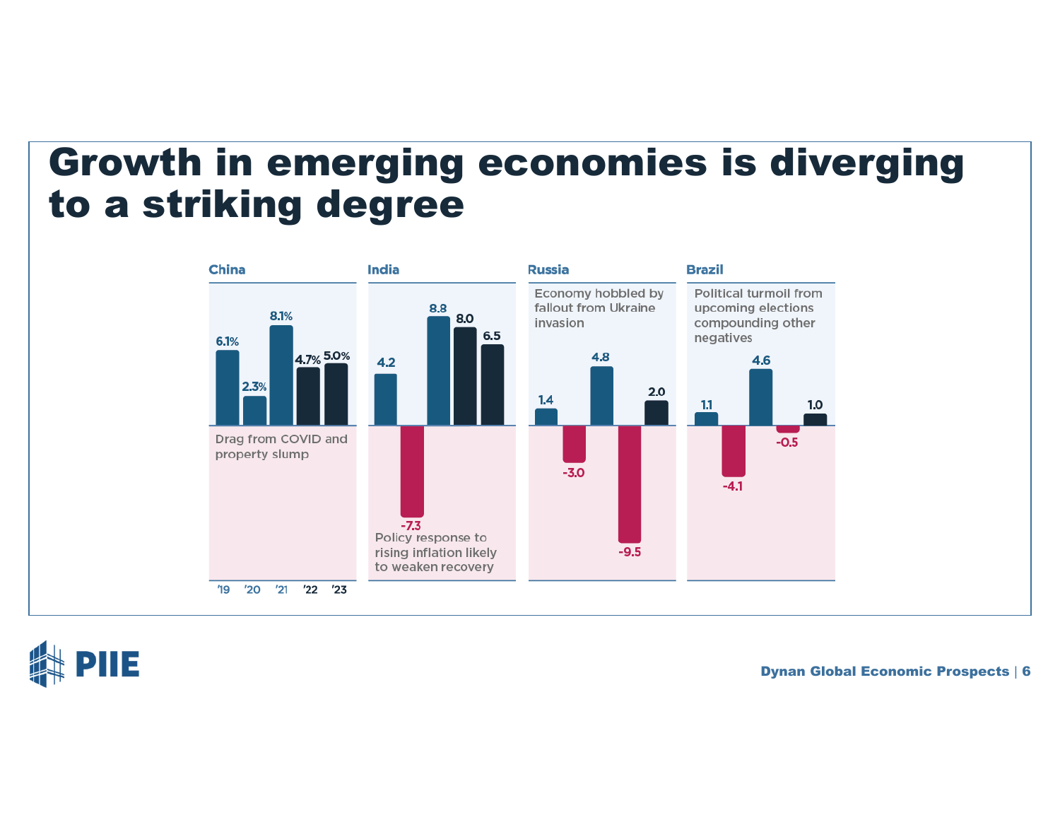# Growth in emerging economies is diverging to a striking degree

| | '19 | '20 | '21 | '22 | '23 |
|---|---|---|---|---|---|
| China | 6.1% | 2.3% | 8.1% | 4.7% | 5.0% |
| India | 4.2 | -7.3 | 8.8 | 8.0 | 6.5 |
| Russia | 1.4 | -3.0 | 4.8 | -9.5 | 2.0 |
| Brazil | 1.1 | -4.1 | 4.6 | -0.5 | 1.0 |

**China:** Drag from COVID and property slump

**India:** Policy response to rising inflation likely to weaken recovery

**Russia:** Economy hobbled by fallout from Ukraine invasion

**Brazil:** Political turmoil from upcoming elections compounding other negatives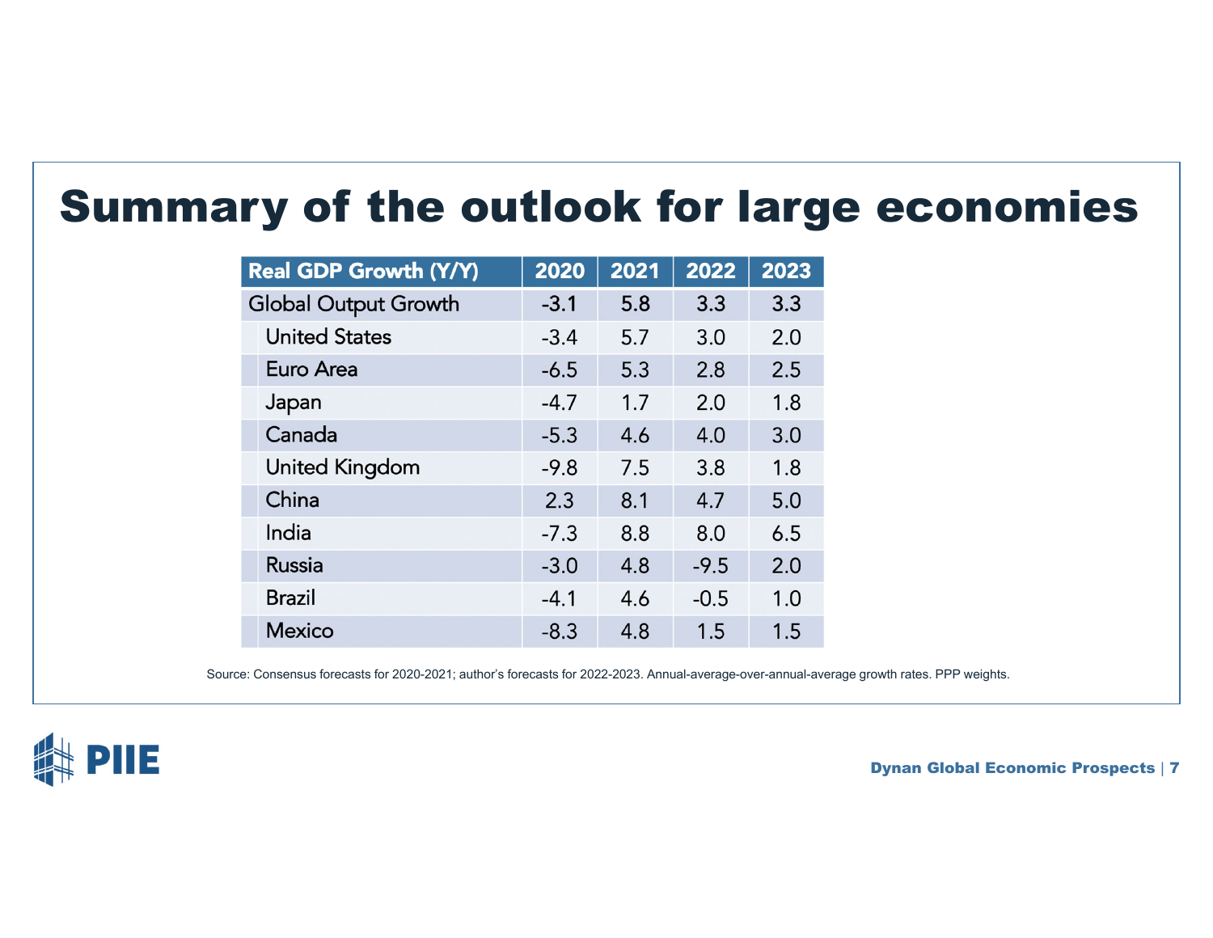# Summary of the outlook for large economies

| Real GDP Growth (Y/Y) | 2020 | 2021 | 2022 | 2023 |
|---|---|---|---|---|
| Global Output Growth | -3.1 | 5.8 | 3.3 | 3.3 |
| United States | -3.4 | 5.7 | 3.0 | 2.0 |
| Euro Area | -6.5 | 5.3 | 2.8 | 2.5 |
| Japan | -4.7 | 1.7 | 2.0 | 1.8 |
| Canada | -5.3 | 4.6 | 4.0 | 3.0 |
| United Kingdom | -9.8 | 7.5 | 3.8 | 1.8 |
| China | 2.3 | 8.1 | 4.7 | 5.0 |
| India | -7.3 | 8.8 | 8.0 | 6.5 |
| Russia | -3.0 | 4.8 | -9.5 | 2.0 |
| Brazil | -4.1 | 4.6 | -0.5 | 1.0 |
| Mexico | -8.3 | 4.8 | 1.5 | 1.5 |

Source: Consensus forecasts for 2020-2021; author's forecasts for 2022-2023. Annual-average-over-annual-average growth rates. PPP weights.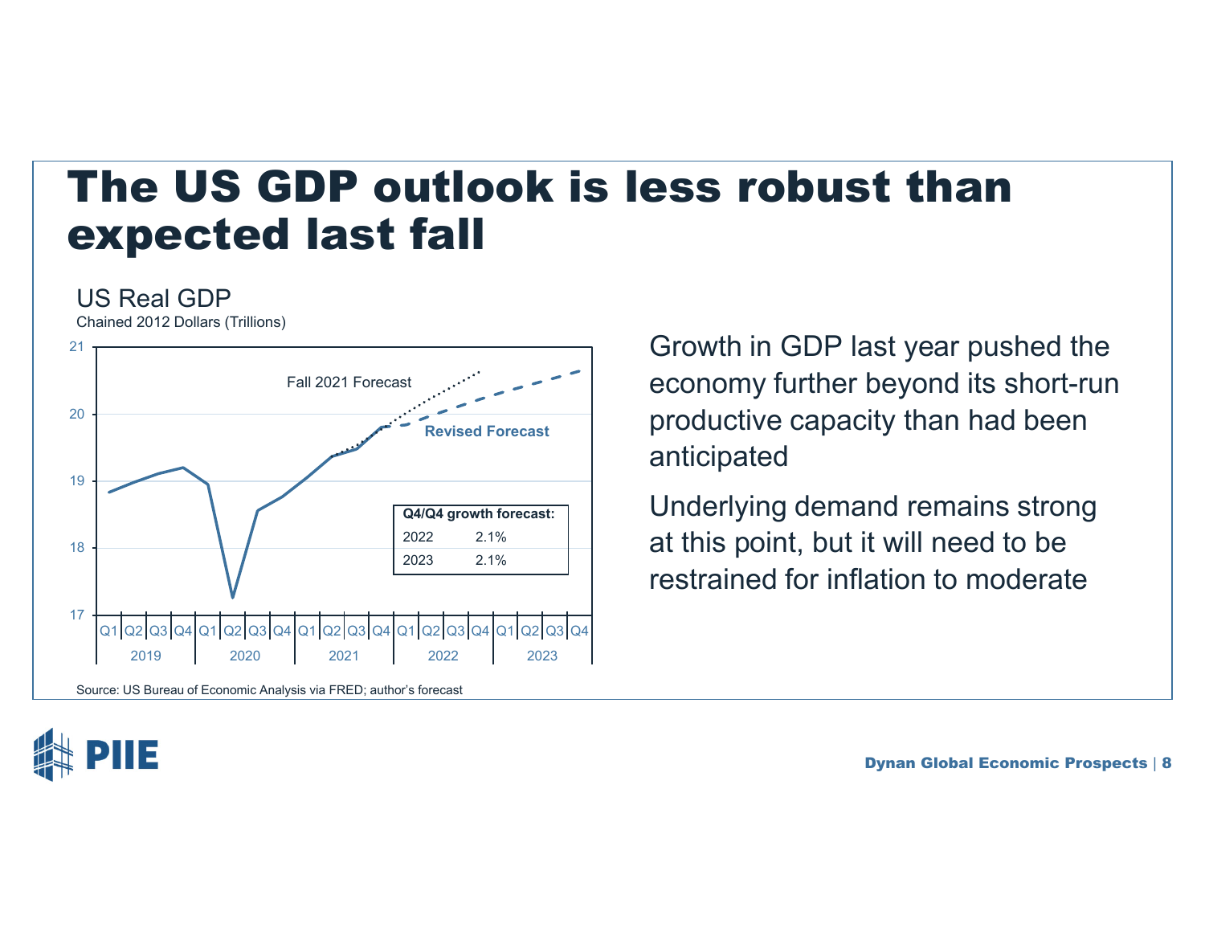# The US GDP outlook is less robust than expected last fall

US Real GDP

Chained 2012 Dollars (Trillions)

| Q4/Q4 growth forecast: | |
|---|---|
| 2022 | 2.1% |
| 2023 | 2.1% |

Source: US Bureau of Economic Analysis via FRED; author's forecast

Growth in GDP last year pushed the economy further beyond its short-run productive capacity than had been anticipated

Underlying demand remains strong at this point, but it will need to be restrained for inflation to moderate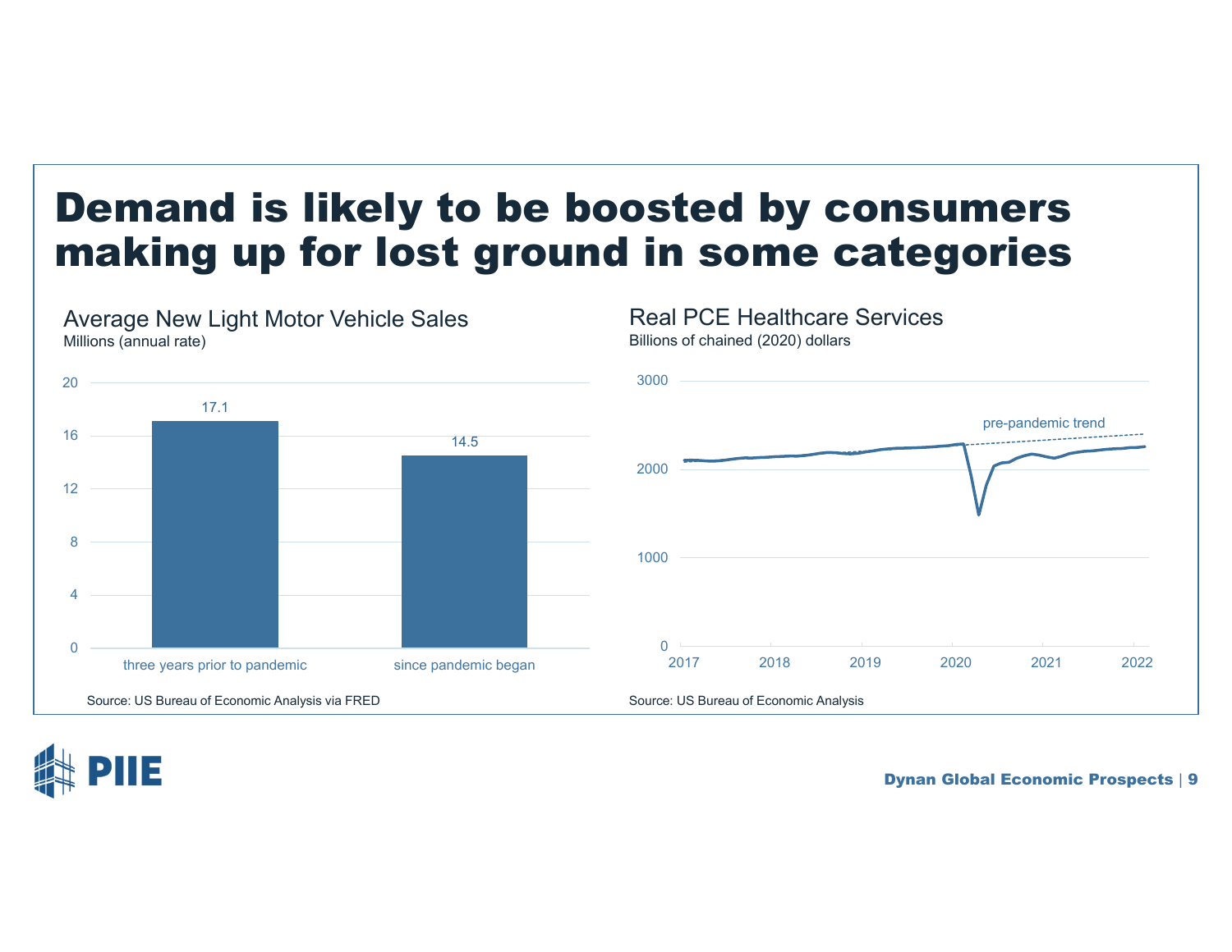# Demand is likely to be boosted by consumers making up for lost ground in some categories

## Average New Light Motor Vehicle Sales

Millions (annual rate)

| | Sales |
|---|---|
| three years prior to pandemic | 17.1 |
| since pandemic began | 14.5 |

Source: US Bureau of Economic Analysis via FRED

## Real PCE Healthcare Services

Billions of chained (2020) dollars

pre-pandemic trend

Source: US Bureau of Economic Analysis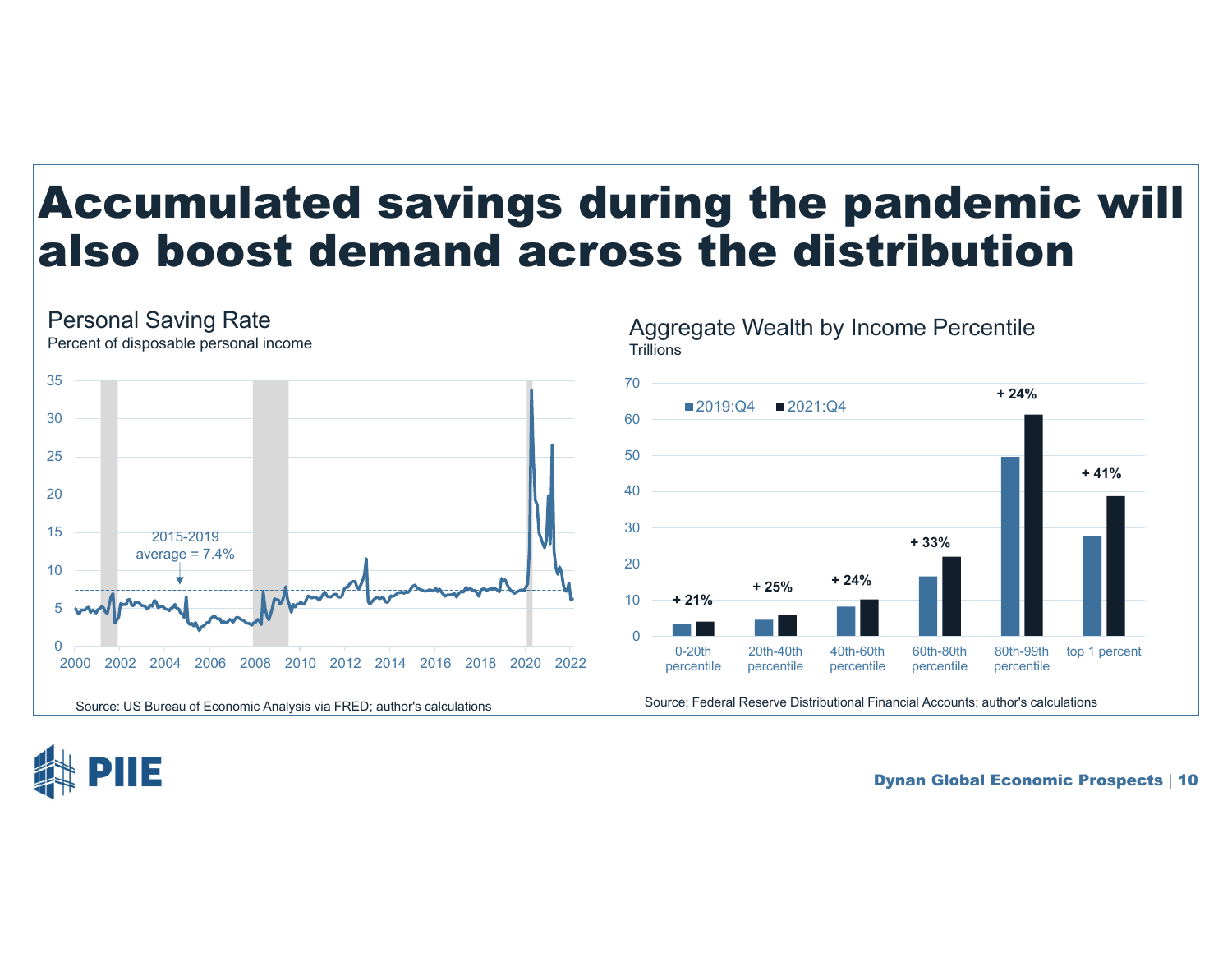# Accumulated savings during the pandemic will also boost demand across the distribution

## Personal Saving Rate

Percent of disposable personal income

2015-2019 average = 7.4%

Source: US Bureau of Economic Analysis via FRED; author's calculations

## Aggregate Wealth by Income Percentile

Trillions

| Income percentile | Change 2019:Q4 to 2021:Q4 |
|---|---|
| 0-20th percentile | + 21% |
| 20th-40th percentile | + 25% |
| 40th-60th percentile | + 24% |
| 60th-80th percentile | + 33% |
| 80th-99th percentile | + 24% |
| top 1 percent | + 41% |

Source: Federal Reserve Distributional Financial Accounts; author's calculations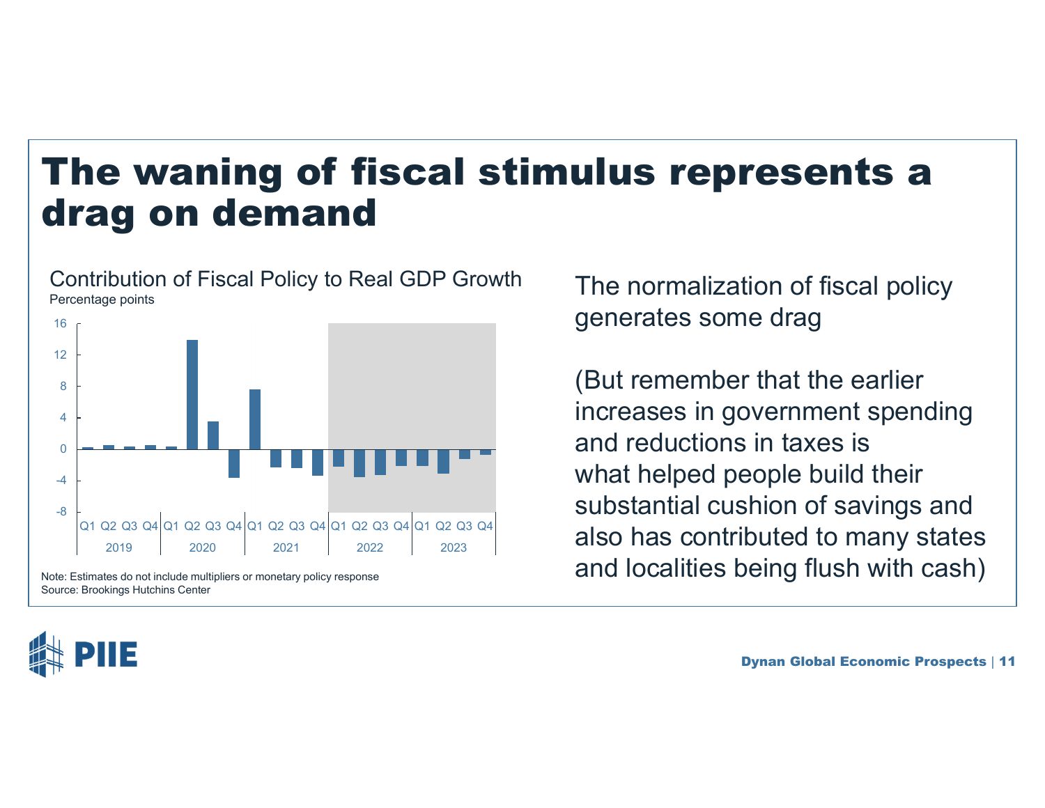# The waning of fiscal stimulus represents a drag on demand

Contribution of Fiscal Policy to Real GDP Growth
Percentage points

Note: Estimates do not include multipliers or monetary policy response
Source: Brookings Hutchins Center

The normalization of fiscal policy generates some drag

(But remember that the earlier increases in government spending and reductions in taxes is what helped people build their substantial cushion of savings and also has contributed to many states and localities being flush with cash)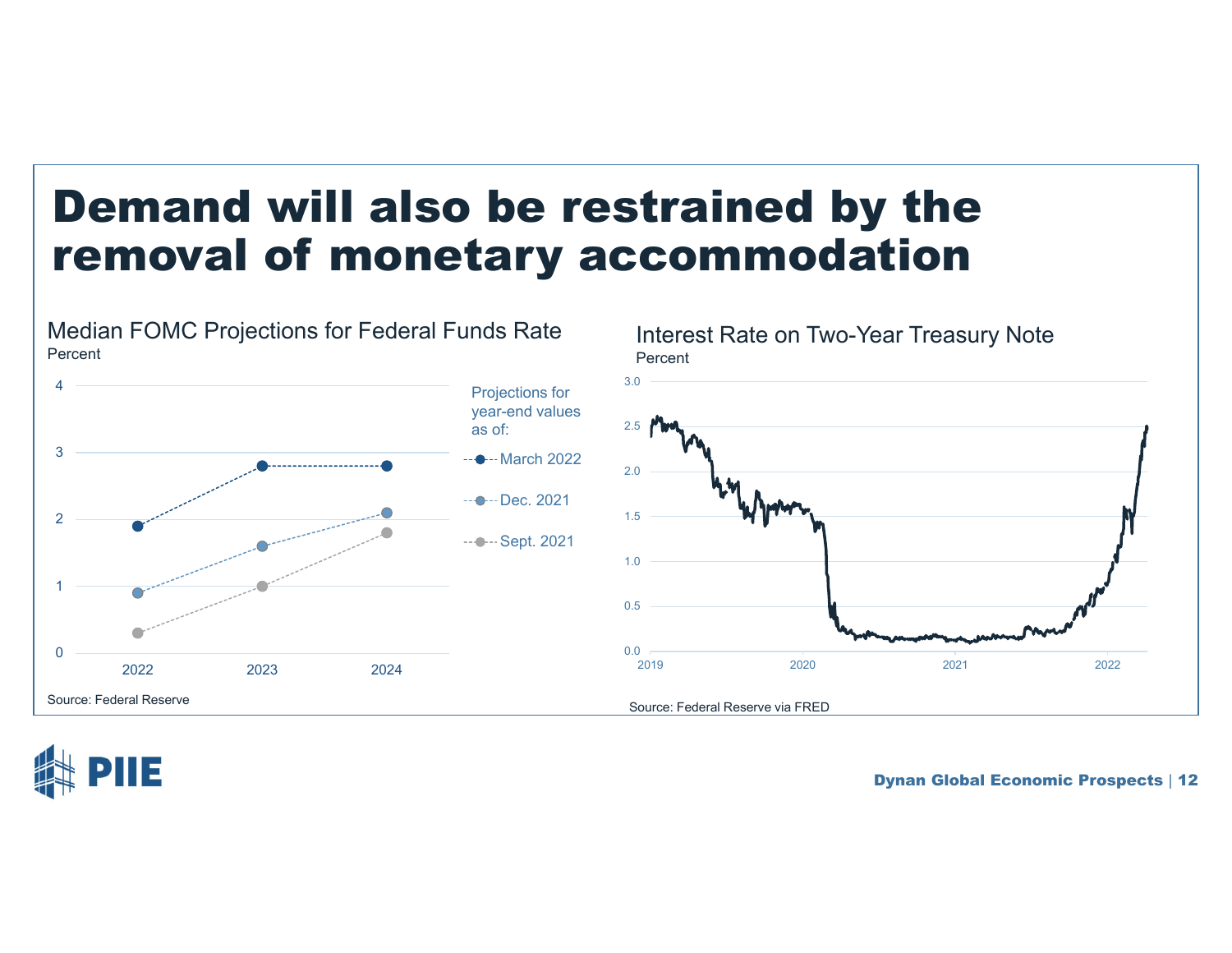# Demand will also be restrained by the removal of monetary accommodation

### Median FOMC Projections for Federal Funds Rate

Percent

Projections for year-end values as of:

| | 2022 | 2023 | 2024 |
|---|---|---|---|
| March 2022 | 1.9 | 2.8 | 2.8 |
| Dec. 2021 | 0.9 | 1.6 | 2.1 |
| Sept. 2021 | 0.3 | 1.0 | 1.8 |

Source: Federal Reserve

### Interest Rate on Two-Year Treasury Note

Percent

Source: Federal Reserve via FRED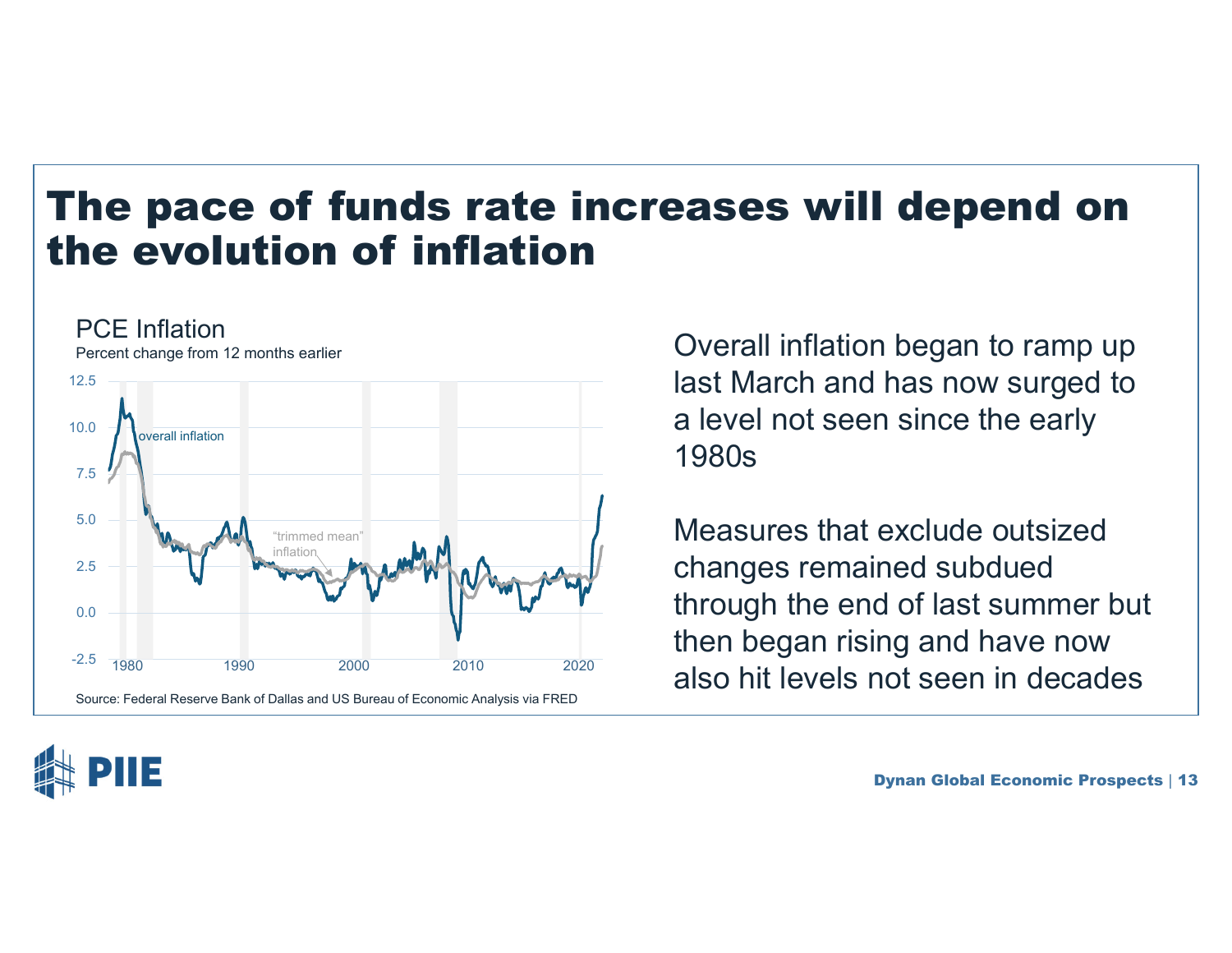# The pace of funds rate increases will depend on the evolution of inflation

PCE Inflation

Percent change from 12 months earlier

Source: Federal Reserve Bank of Dallas and US Bureau of Economic Analysis via FRED

Overall inflation began to ramp up last March and has now surged to a level not seen since the early 1980s

Measures that exclude outsized changes remained subdued through the end of last summer but then began rising and have now also hit levels not seen in decades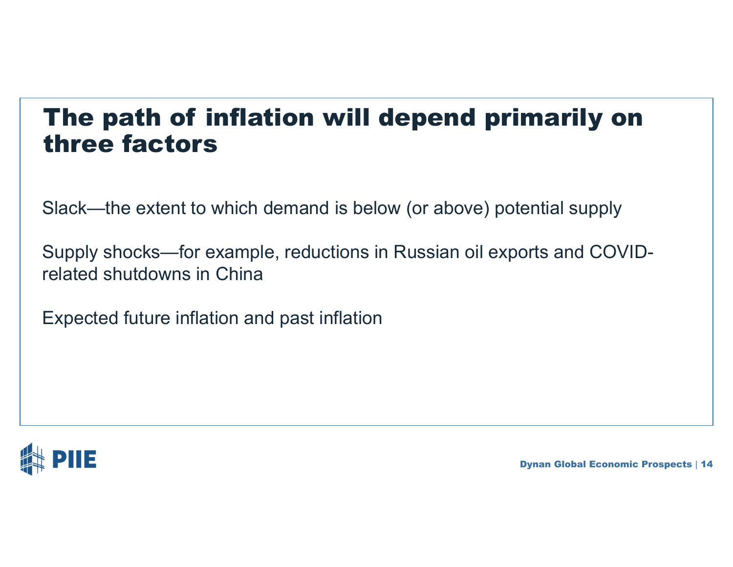# The path of inflation will depend primarily on three factors

Slack—the extent to which demand is below (or above) potential supply

Supply shocks—for example, reductions in Russian oil exports and COVID-related shutdowns in China

Expected future inflation and past inflation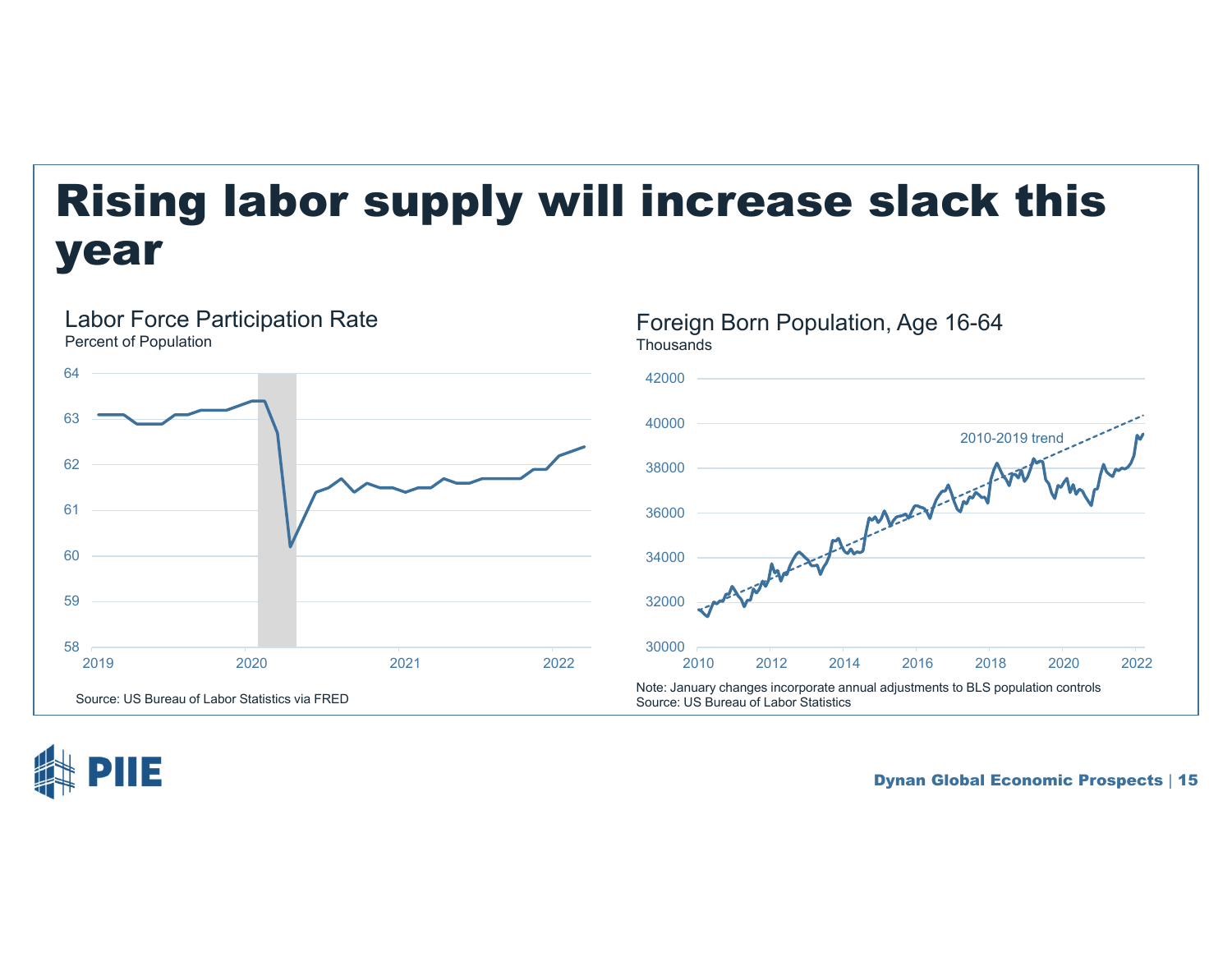# Rising labor supply will increase slack this year

## Labor Force Participation Rate

Percent of Population

Source: US Bureau of Labor Statistics via FRED

## Foreign Born Population, Age 16-64

Thousands

2010-2019 trend

Note: January changes incorporate annual adjustments to BLS population controls
Source: US Bureau of Labor Statistics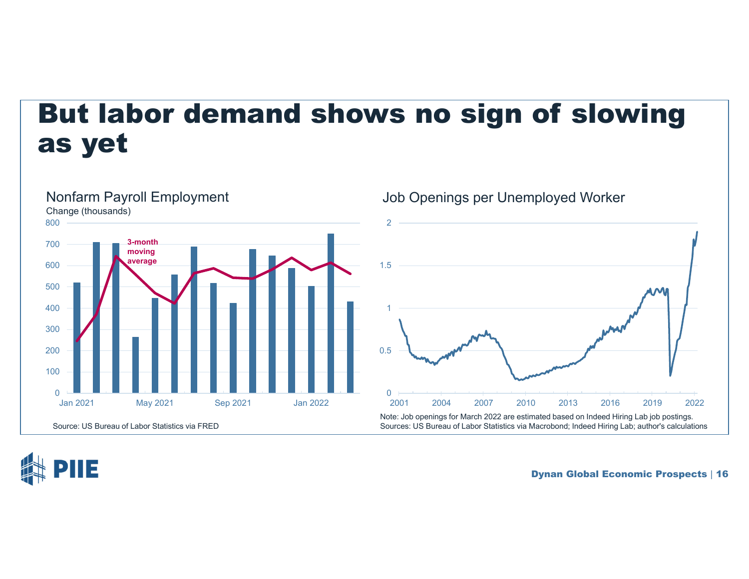# But labor demand shows no sign of slowing as yet

## Nonfarm Payroll Employment

Change (thousands)

Source: US Bureau of Labor Statistics via FRED

## Job Openings per Unemployed Worker

Note: Job openings for March 2022 are estimated based on Indeed Hiring Lab job postings.
Sources: US Bureau of Labor Statistics via Macrobond; Indeed Hiring Lab; author's calculations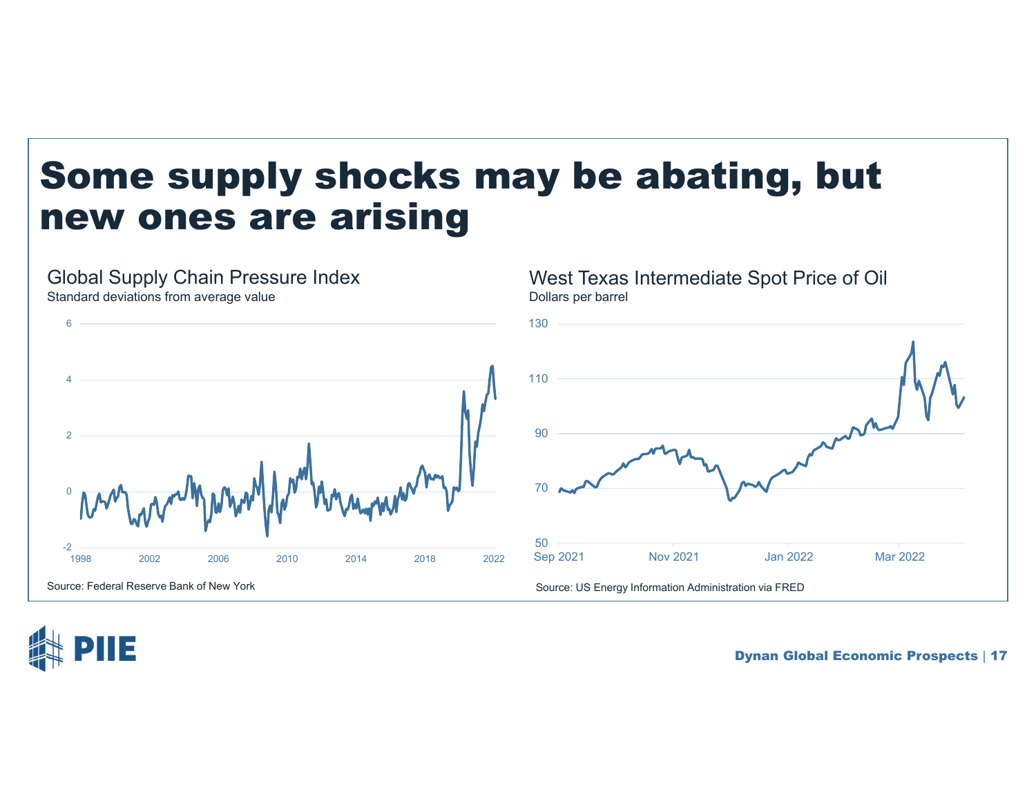# Some supply shocks may be abating, but new ones are arising

## Global Supply Chain Pressure Index

Standard deviations from average value

Source: Federal Reserve Bank of New York

## West Texas Intermediate Spot Price of Oil

Dollars per barrel

Source: US Energy Information Administration via FRED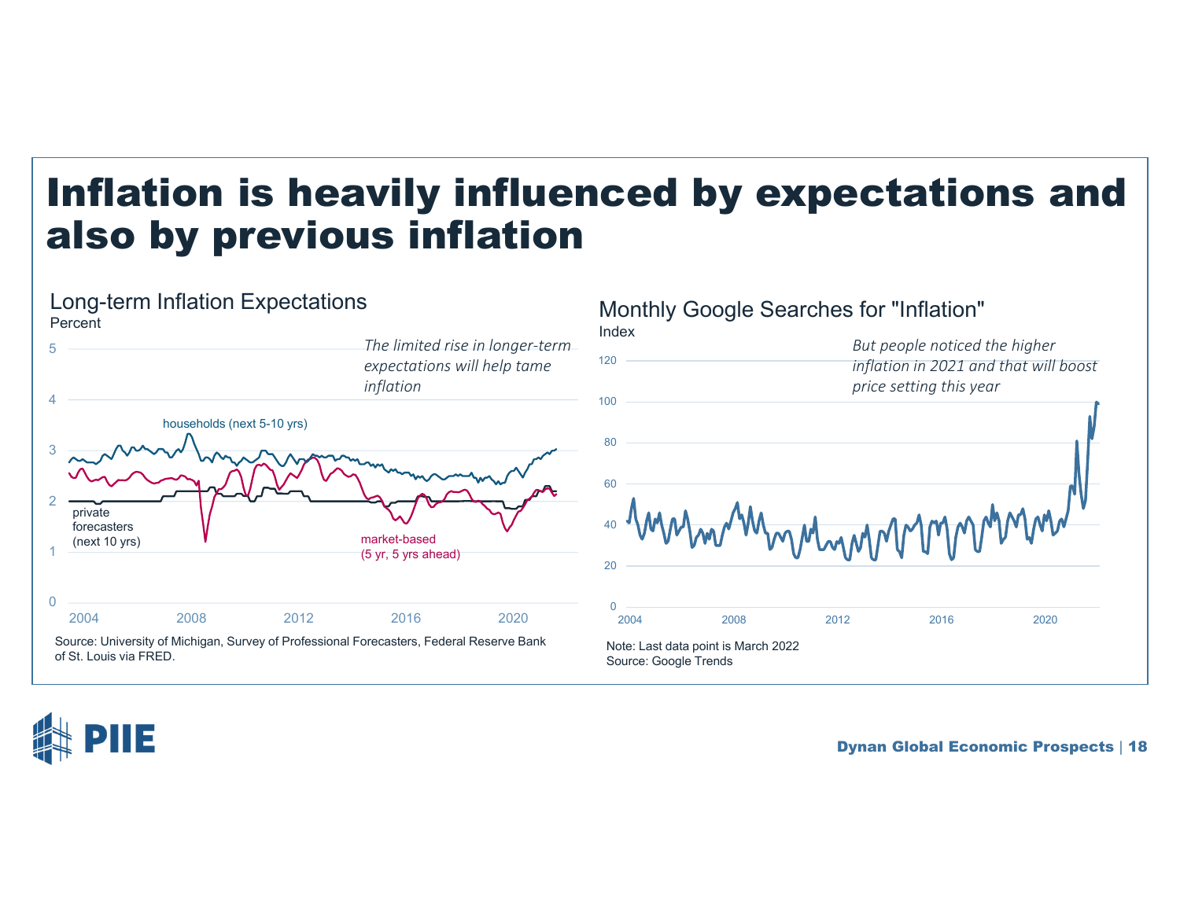# Inflation is heavily influenced by expectations and also by previous inflation

## Long-term Inflation Expectations

Percent

*The limited rise in longer-term expectations will help tame inflation*

households (next 5-10 yrs)

private forecasters (next 10 yrs)

market-based (5 yr, 5 yrs ahead)

Source: University of Michigan, Survey of Professional Forecasters, Federal Reserve Bank of St. Louis via FRED.

## Monthly Google Searches for "Inflation"

Index

*But people noticed the higher inflation in 2021 and that will boost price setting this year*

Note: Last data point is March 2022
Source: Google Trends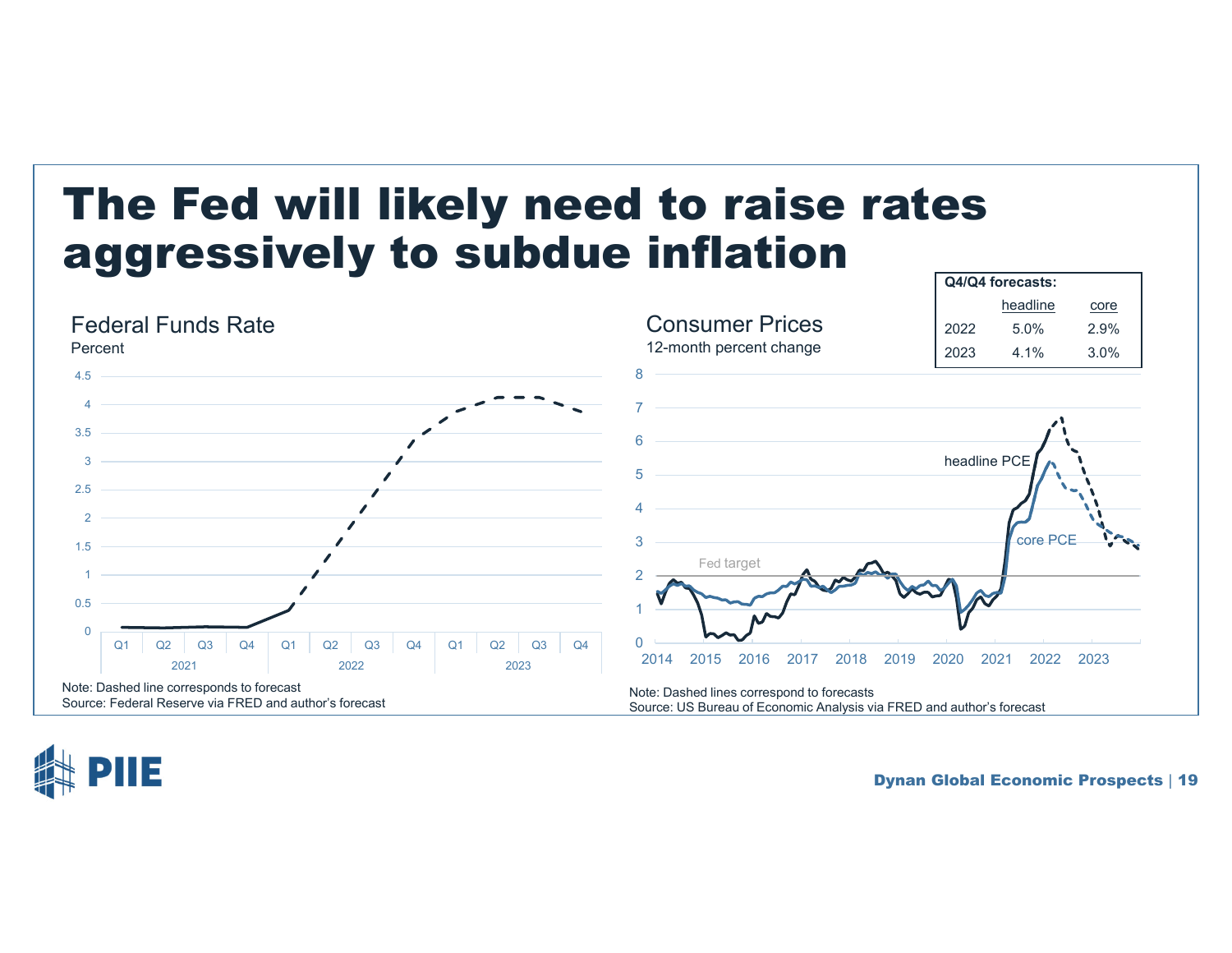# The Fed will likely need to raise rates aggressively to subdue inflation

## Federal Funds Rate

Percent

Note: Dashed line corresponds to forecast
Source: Federal Reserve via FRED and author's forecast

## Consumer Prices

12-month percent change

| Q4/Q4 forecasts: | headline | core |
|---|---|---|
| 2022 | 5.0% | 2.9% |
| 2023 | 4.1% | 3.0% |

Note: Dashed lines correspond to forecasts
Source: US Bureau of Economic Analysis via FRED and author's forecast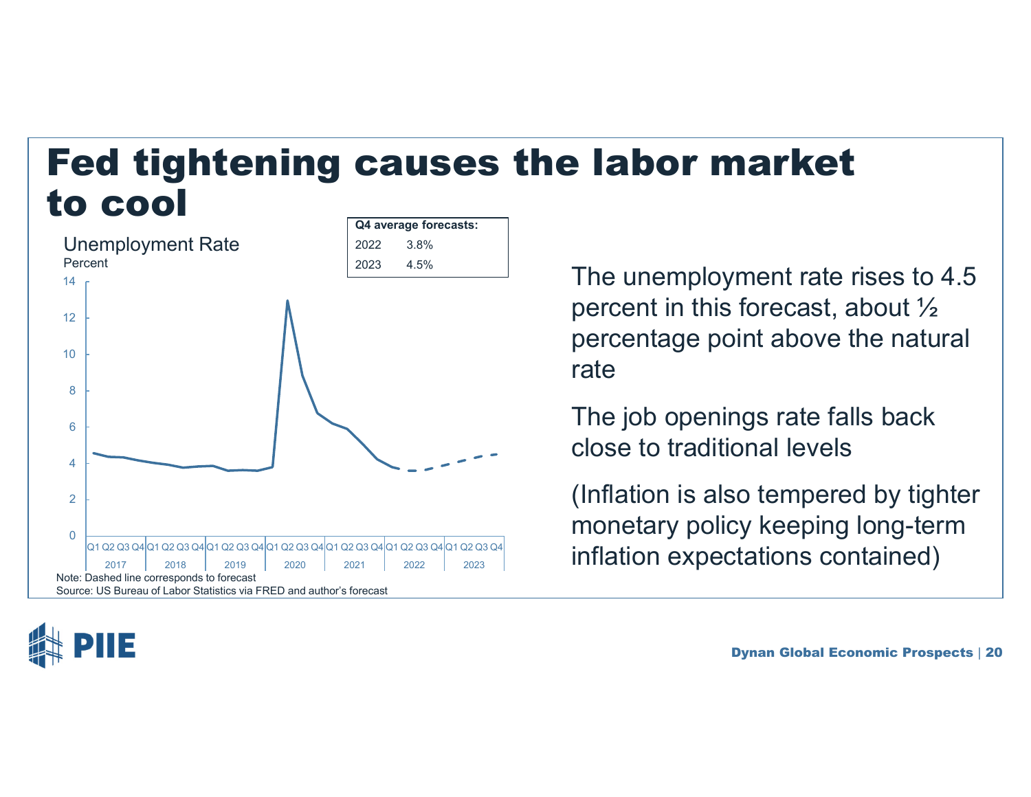# Fed tightening causes the labor market to cool

**Unemployment Rate**

Percent

| Q4 average forecasts: | |
|---|---|
| 2022 | 3.8% |
| 2023 | 4.5% |

Note: Dashed line corresponds to forecast

Source: US Bureau of Labor Statistics via FRED and author's forecast

The unemployment rate rises to 4.5 percent in this forecast, about ½ percentage point above the natural rate

The job openings rate falls back close to traditional levels

(Inflation is also tempered by tighter monetary policy keeping long-term inflation expectations contained)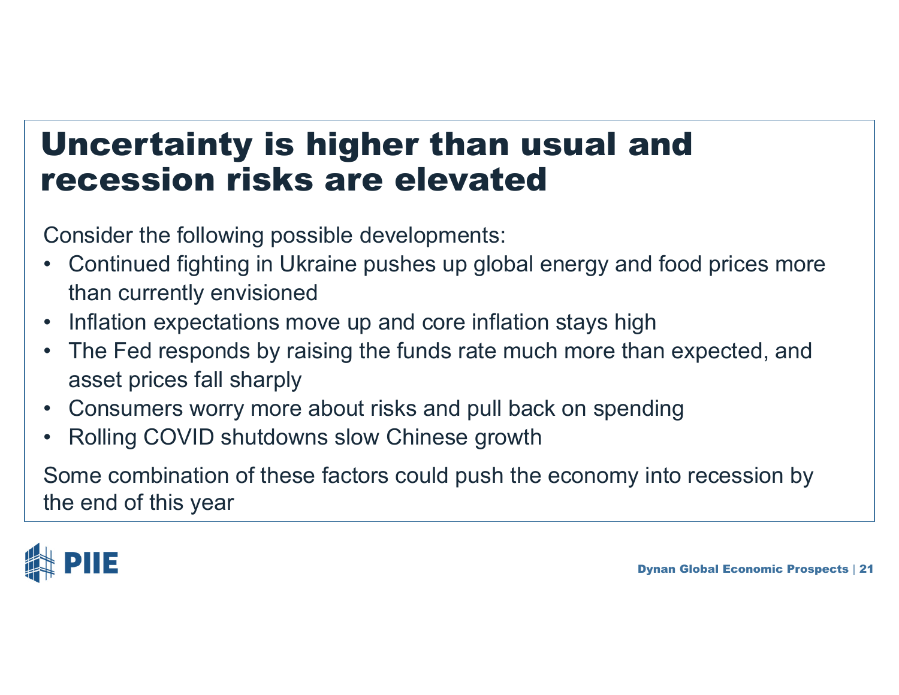# Uncertainty is higher than usual and recession risks are elevated

Consider the following possible developments:

- Continued fighting in Ukraine pushes up global energy and food prices more than currently envisioned
- Inflation expectations move up and core inflation stays high
- The Fed responds by raising the funds rate much more than expected, and asset prices fall sharply
- Consumers worry more about risks and pull back on spending
- Rolling COVID shutdowns slow Chinese growth

Some combination of these factors could push the economy into recession by the end of this year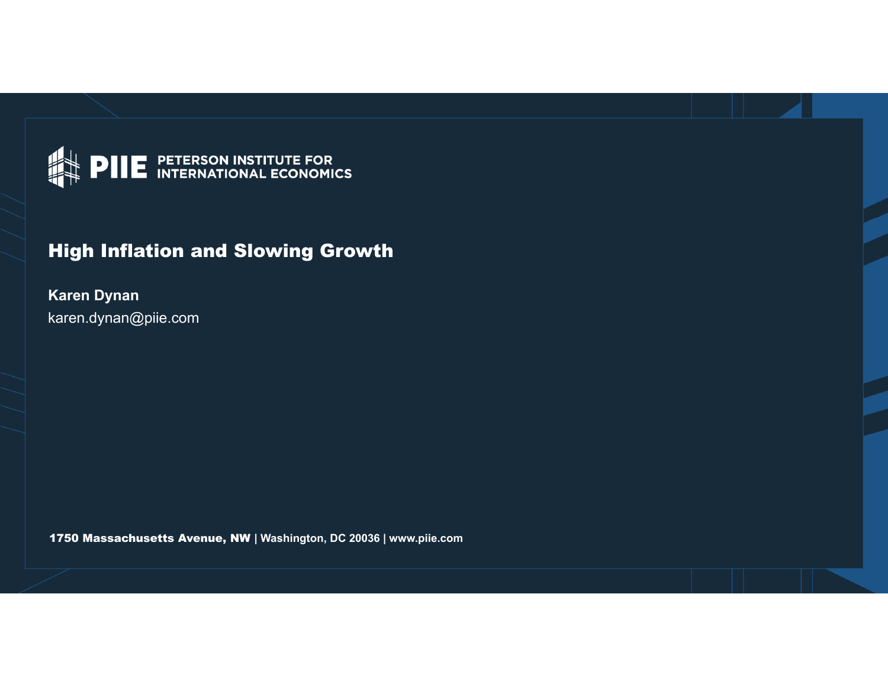PIIE PETERSON INSTITUTE FOR INTERNATIONAL ECONOMICS

# High Inflation and Slowing Growth

**Karen Dynan**
karen.dynan@piie.com

**1750 Massachusetts Avenue, NW** | Washington, DC 20036 | www.piie.com